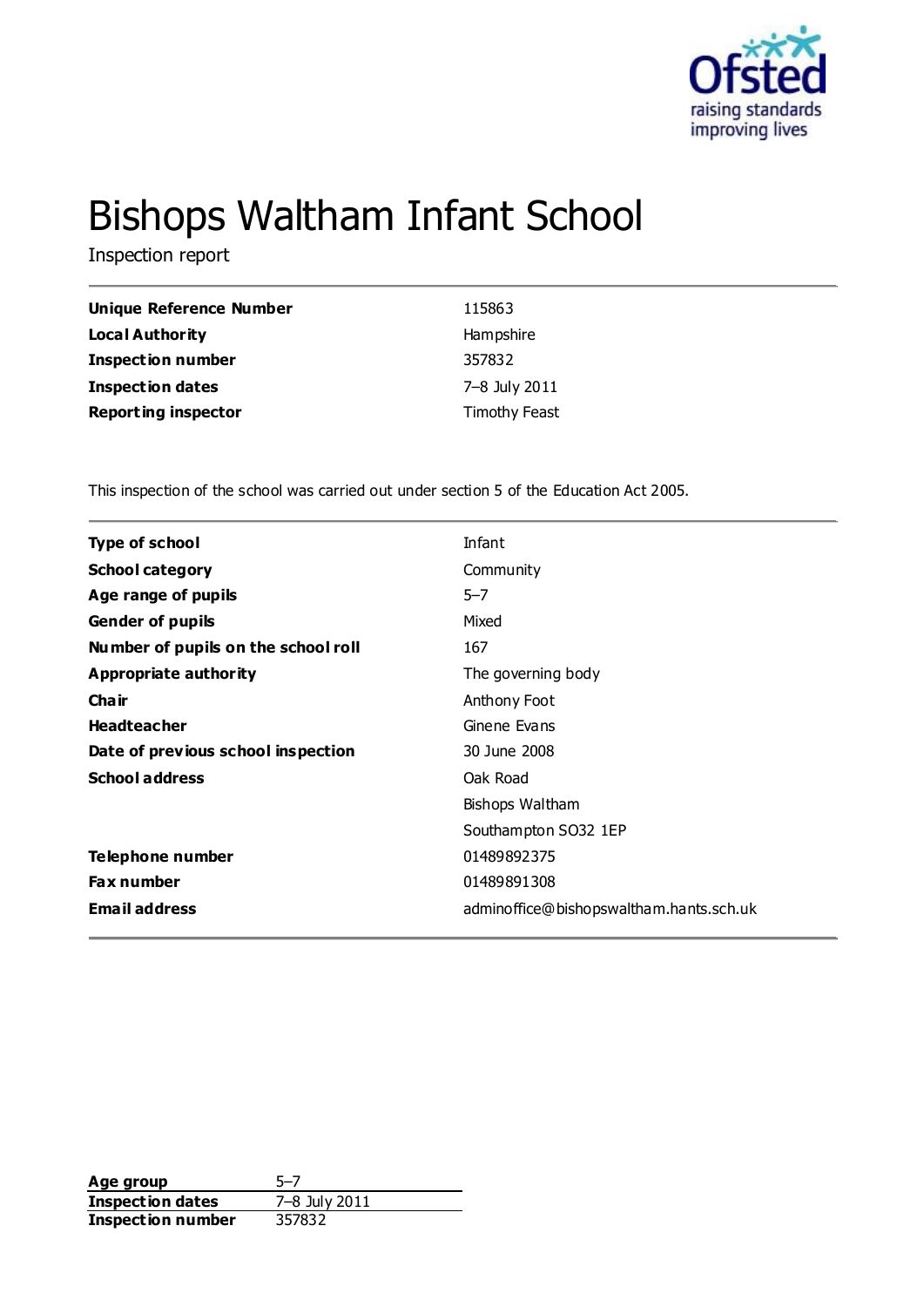# Bishops Waltham Infant School

Inspection report

| | |
|---|---|
| **Unique Reference Number** | 115863 |
| **Local Authority** | Hampshire |
| **Inspection number** | 357832 |
| **Inspection dates** | 7–8 July 2011 |
| **Reporting inspector** | Timothy Feast |

This inspection of the school was carried out under section 5 of the Education Act 2005.

| | |
|---|---|
| **Type of school** | Infant |
| **School category** | Community |
| **Age range of pupils** | 5–7 |
| **Gender of pupils** | Mixed |
| **Number of pupils on the school roll** | 167 |
| **Appropriate authority** | The governing body |
| **Chair** | Anthony Foot |
| **Headteacher** | Ginene Evans |
| **Date of previous school inspection** | 30 June 2008 |
| **School address** | Oak Road<br>Bishops Waltham<br>Southampton SO32 1EP |
| **Telephone number** | 01489892375 |
| **Fax number** | 01489891308 |
| **Email address** | adminoffice@bishopswaltham.hants.sch.uk |

| | |
|---|---|
| **Age group** | 5–7 |
| **Inspection dates** | 7–8 July 2011 |
| **Inspection number** | 357832 |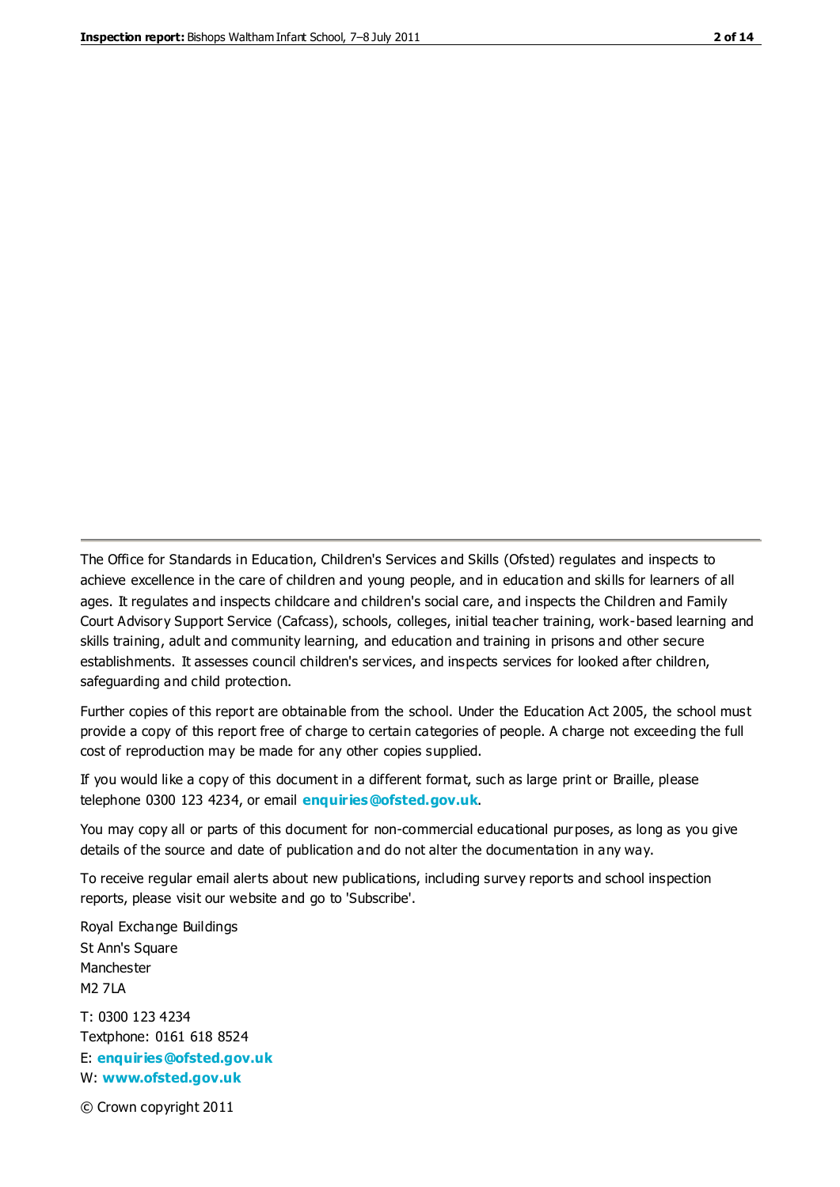The Office for Standards in Education, Children's Services and Skills (Ofsted) regulates and inspects to achieve excellence in the care of children and young people, and in education and skills for learners of all ages. It regulates and inspects childcare and children's social care, and inspects the Children and Family Court Advisory Support Service (Cafcass), schools, colleges, initial teacher training, work-based learning and skills training, adult and community learning, and education and training in prisons and other secure establishments. It assesses council children's services, and inspects services for looked after children, safeguarding and child protection.

Further copies of this report are obtainable from the school. Under the Education Act 2005, the school must provide a copy of this report free of charge to certain categories of people. A charge not exceeding the full cost of reproduction may be made for any other copies supplied.

If you would like a copy of this document in a different format, such as large print or Braille, please telephone 0300 123 4234, or email **enquiries@ofsted.gov.uk**.

You may copy all or parts of this document for non-commercial educational purposes, as long as you give details of the source and date of publication and do not alter the documentation in any way.

To receive regular email alerts about new publications, including survey reports and school inspection reports, please visit our website and go to 'Subscribe'.

Royal Exchange Buildings
St Ann's Square
Manchester
M2 7LA

T: 0300 123 4234
Textphone: 0161 618 8524
E: **enquiries@ofsted.gov.uk**
W: **www.ofsted.gov.uk**

© Crown copyright 2011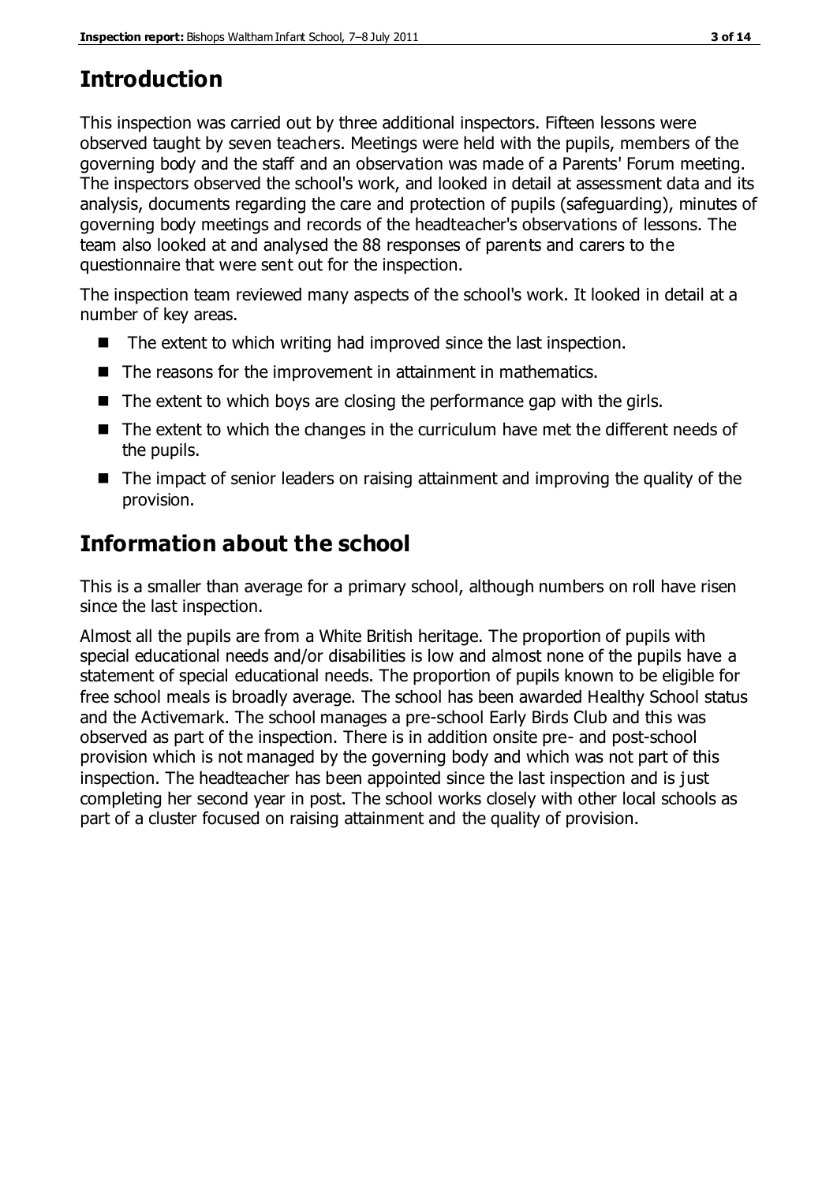## Introduction

This inspection was carried out by three additional inspectors. Fifteen lessons were observed taught by seven teachers. Meetings were held with the pupils, members of the governing body and the staff and an observation was made of a Parents' Forum meeting. The inspectors observed the school's work, and looked in detail at assessment data and its analysis, documents regarding the care and protection of pupils (safeguarding), minutes of governing body meetings and records of the headteacher's observations of lessons. The team also looked at and analysed the 88 responses of parents and carers to the questionnaire that were sent out for the inspection.

The inspection team reviewed many aspects of the school's work. It looked in detail at a number of key areas.

- The extent to which writing had improved since the last inspection.
- The reasons for the improvement in attainment in mathematics.
- The extent to which boys are closing the performance gap with the girls.
- The extent to which the changes in the curriculum have met the different needs of the pupils.
- The impact of senior leaders on raising attainment and improving the quality of the provision.

## Information about the school

This is a smaller than average for a primary school, although numbers on roll have risen since the last inspection.

Almost all the pupils are from a White British heritage. The proportion of pupils with special educational needs and/or disabilities is low and almost none of the pupils have a statement of special educational needs. The proportion of pupils known to be eligible for free school meals is broadly average. The school has been awarded Healthy School status and the Activemark. The school manages a pre-school Early Birds Club and this was observed as part of the inspection. There is in addition onsite pre- and post-school provision which is not managed by the governing body and which was not part of this inspection. The headteacher has been appointed since the last inspection and is just completing her second year in post. The school works closely with other local schools as part of a cluster focused on raising attainment and the quality of provision.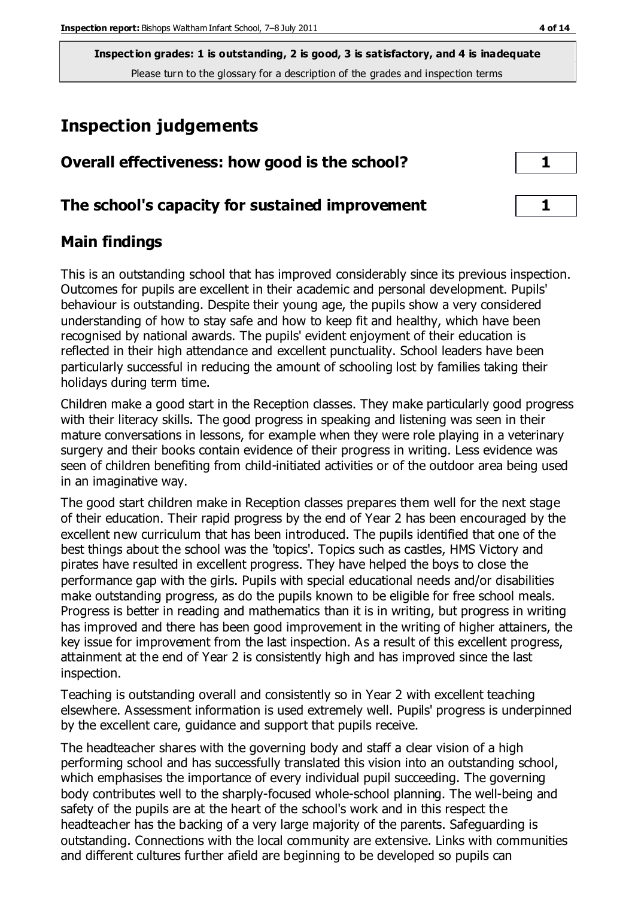**Inspection grades: 1 is outstanding, 2 is good, 3 is satisfactory, and 4 is inadequate**
Please turn to the glossary for a description of the grades and inspection terms

# Inspection judgements

## Overall effectiveness: how good is the school? — 1

## The school's capacity for sustained improvement — 1

## Main findings

This is an outstanding school that has improved considerably since its previous inspection. Outcomes for pupils are excellent in their academic and personal development. Pupils' behaviour is outstanding. Despite their young age, the pupils show a very considered understanding of how to stay safe and how to keep fit and healthy, which have been recognised by national awards. The pupils' evident enjoyment of their education is reflected in their high attendance and excellent punctuality. School leaders have been particularly successful in reducing the amount of schooling lost by families taking their holidays during term time.

Children make a good start in the Reception classes. They make particularly good progress with their literacy skills. The good progress in speaking and listening was seen in their mature conversations in lessons, for example when they were role playing in a veterinary surgery and their books contain evidence of their progress in writing. Less evidence was seen of children benefiting from child-initiated activities or of the outdoor area being used in an imaginative way.

The good start children make in Reception classes prepares them well for the next stage of their education. Their rapid progress by the end of Year 2 has been encouraged by the excellent new curriculum that has been introduced. The pupils identified that one of the best things about the school was the 'topics'. Topics such as castles, HMS Victory and pirates have resulted in excellent progress. They have helped the boys to close the performance gap with the girls. Pupils with special educational needs and/or disabilities make outstanding progress, as do the pupils known to be eligible for free school meals. Progress is better in reading and mathematics than it is in writing, but progress in writing has improved and there has been good improvement in the writing of higher attainers, the key issue for improvement from the last inspection. As a result of this excellent progress, attainment at the end of Year 2 is consistently high and has improved since the last inspection.

Teaching is outstanding overall and consistently so in Year 2 with excellent teaching elsewhere. Assessment information is used extremely well. Pupils' progress is underpinned by the excellent care, guidance and support that pupils receive.

The headteacher shares with the governing body and staff a clear vision of a high performing school and has successfully translated this vision into an outstanding school, which emphasises the importance of every individual pupil succeeding. The governing body contributes well to the sharply-focused whole-school planning. The well-being and safety of the pupils are at the heart of the school's work and in this respect the headteacher has the backing of a very large majority of the parents. Safeguarding is outstanding. Connections with the local community are extensive. Links with communities and different cultures further afield are beginning to be developed so pupils can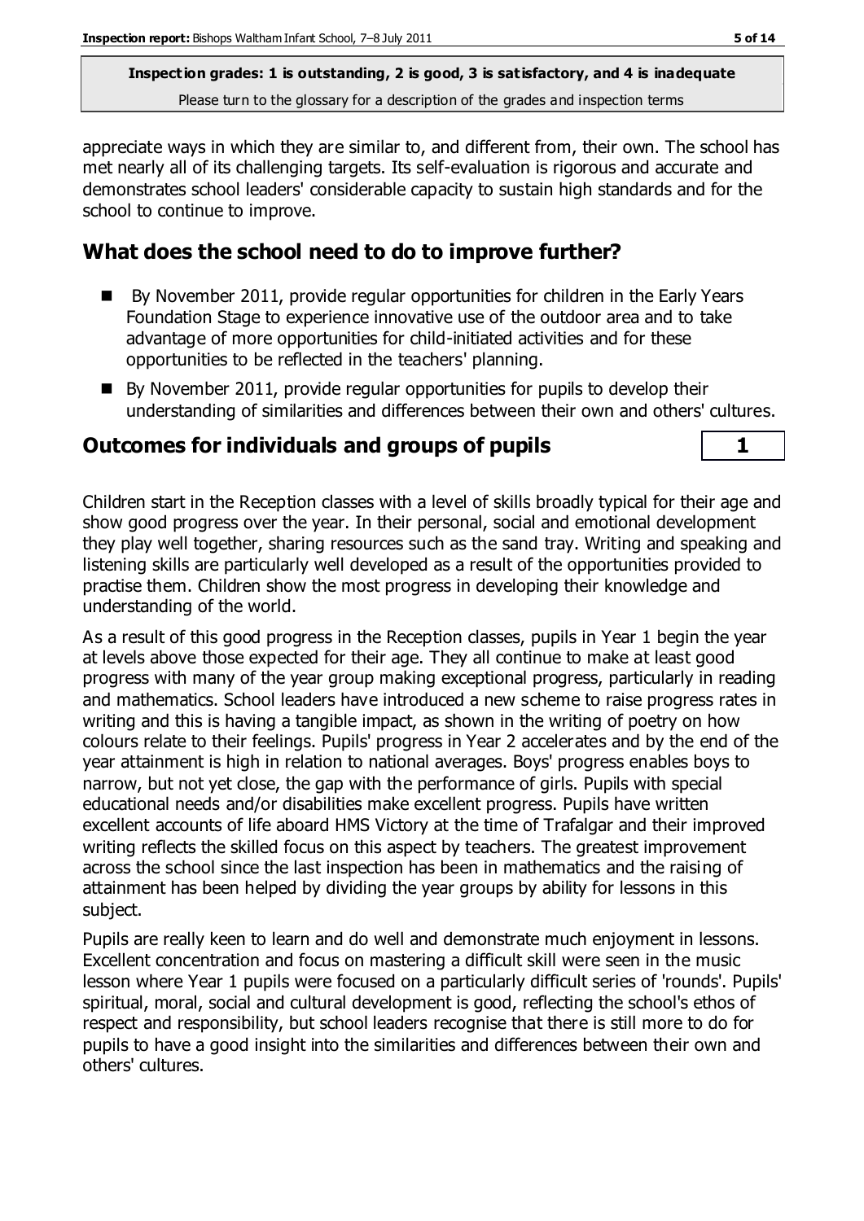appreciate ways in which they are similar to, and different from, their own. The school has met nearly all of its challenging targets. Its self-evaluation is rigorous and accurate and demonstrates school leaders' considerable capacity to sustain high standards and for the school to continue to improve.

## What does the school need to do to improve further?

- By November 2011, provide regular opportunities for children in the Early Years Foundation Stage to experience innovative use of the outdoor area and to take advantage of more opportunities for child-initiated activities and for these opportunities to be reflected in the teachers' planning.
- By November 2011, provide regular opportunities for pupils to develop their understanding of similarities and differences between their own and others' cultures.

## Outcomes for individuals and groups of pupils

| 1 |
|---|

Children start in the Reception classes with a level of skills broadly typical for their age and show good progress over the year. In their personal, social and emotional development they play well together, sharing resources such as the sand tray. Writing and speaking and listening skills are particularly well developed as a result of the opportunities provided to practise them. Children show the most progress in developing their knowledge and understanding of the world.

As a result of this good progress in the Reception classes, pupils in Year 1 begin the year at levels above those expected for their age. They all continue to make at least good progress with many of the year group making exceptional progress, particularly in reading and mathematics. School leaders have introduced a new scheme to raise progress rates in writing and this is having a tangible impact, as shown in the writing of poetry on how colours relate to their feelings. Pupils' progress in Year 2 accelerates and by the end of the year attainment is high in relation to national averages. Boys' progress enables boys to narrow, but not yet close, the gap with the performance of girls. Pupils with special educational needs and/or disabilities make excellent progress. Pupils have written excellent accounts of life aboard HMS Victory at the time of Trafalgar and their improved writing reflects the skilled focus on this aspect by teachers. The greatest improvement across the school since the last inspection has been in mathematics and the raising of attainment has been helped by dividing the year groups by ability for lessons in this subject.

Pupils are really keen to learn and do well and demonstrate much enjoyment in lessons. Excellent concentration and focus on mastering a difficult skill were seen in the music lesson where Year 1 pupils were focused on a particularly difficult series of 'rounds'. Pupils' spiritual, moral, social and cultural development is good, reflecting the school's ethos of respect and responsibility, but school leaders recognise that there is still more to do for pupils to have a good insight into the similarities and differences between their own and others' cultures.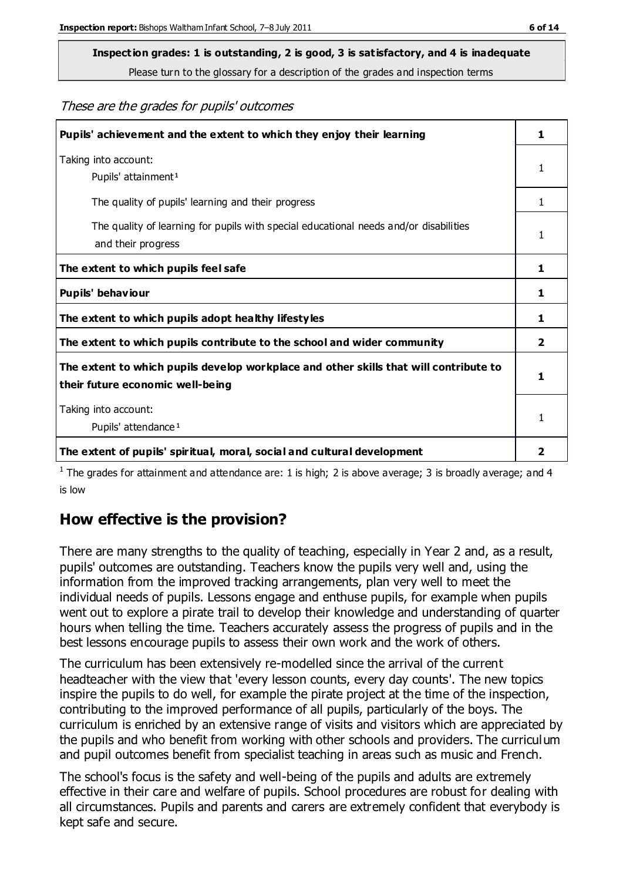**Inspection grades: 1 is outstanding, 2 is good, 3 is satisfactory, and 4 is inadequate**

Please turn to the glossary for a description of the grades and inspection terms

*These are the grades for pupils' outcomes*

| | |
|---|---|
| **Pupils' achievement and the extent to which they enjoy their learning** | **1** |
| Taking into account: Pupils' attainment[1] | 1 |
| The quality of pupils' learning and their progress | 1 |
| The quality of learning for pupils with special educational needs and/or disabilities and their progress | 1 |
| **The extent to which pupils feel safe** | **1** |
| **Pupils' behaviour** | **1** |
| **The extent to which pupils adopt healthy lifestyles** | **1** |
| **The extent to which pupils contribute to the school and wider community** | **2** |
| **The extent to which pupils develop workplace and other skills that will contribute to their future economic well-being** | **1** |
| Taking into account: Pupils' attendance[1] | 1 |
| **The extent of pupils' spiritual, moral, social and cultural development** | **2** |

[1] The grades for attainment and attendance are: 1 is high; 2 is above average; 3 is broadly average; and 4 is low

## How effective is the provision?

There are many strengths to the quality of teaching, especially in Year 2 and, as a result, pupils' outcomes are outstanding. Teachers know the pupils very well and, using the information from the improved tracking arrangements, plan very well to meet the individual needs of pupils. Lessons engage and enthuse pupils, for example when pupils went out to explore a pirate trail to develop their knowledge and understanding of quarter hours when telling the time. Teachers accurately assess the progress of pupils and in the best lessons encourage pupils to assess their own work and the work of others.

The curriculum has been extensively re-modelled since the arrival of the current headteacher with the view that 'every lesson counts, every day counts'. The new topics inspire the pupils to do well, for example the pirate project at the time of the inspection, contributing to the improved performance of all pupils, particularly of the boys. The curriculum is enriched by an extensive range of visits and visitors which are appreciated by the pupils and who benefit from working with other schools and providers. The curriculum and pupil outcomes benefit from specialist teaching in areas such as music and French.

The school's focus is the safety and well-being of the pupils and adults are extremely effective in their care and welfare of pupils. School procedures are robust for dealing with all circumstances. Pupils and parents and carers are extremely confident that everybody is kept safe and secure.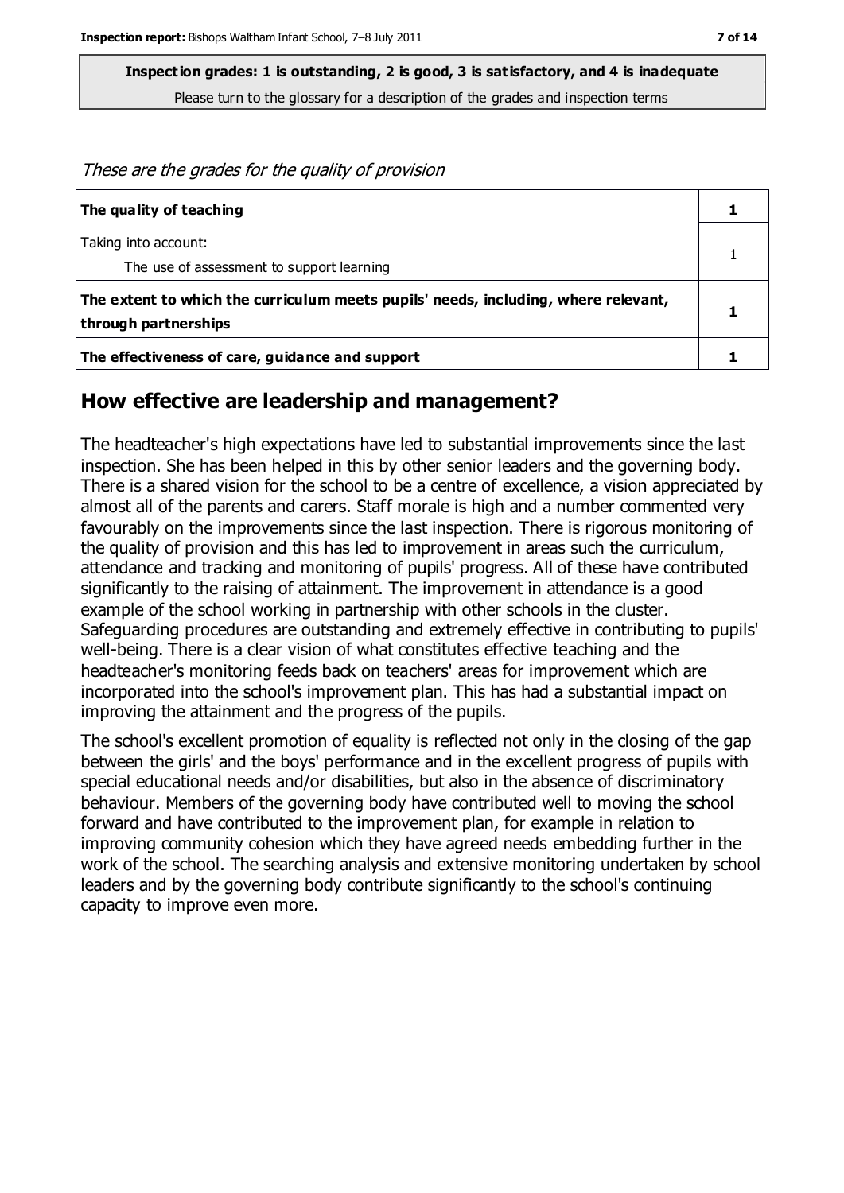**Inspection grades: 1 is outstanding, 2 is good, 3 is satisfactory, and 4 is inadequate**

Please turn to the glossary for a description of the grades and inspection terms

*These are the grades for the quality of provision*

| | |
|---|---|
| **The quality of teaching** | **1** |
| Taking into account:<br>The use of assessment to support learning | 1 |
| **The extent to which the curriculum meets pupils' needs, including, where relevant, through partnerships** | **1** |
| **The effectiveness of care, guidance and support** | **1** |

## How effective are leadership and management?

The headteacher's high expectations have led to substantial improvements since the last inspection. She has been helped in this by other senior leaders and the governing body. There is a shared vision for the school to be a centre of excellence, a vision appreciated by almost all of the parents and carers. Staff morale is high and a number commented very favourably on the improvements since the last inspection. There is rigorous monitoring of the quality of provision and this has led to improvement in areas such the curriculum, attendance and tracking and monitoring of pupils' progress. All of these have contributed significantly to the raising of attainment. The improvement in attendance is a good example of the school working in partnership with other schools in the cluster. Safeguarding procedures are outstanding and extremely effective in contributing to pupils' well-being. There is a clear vision of what constitutes effective teaching and the headteacher's monitoring feeds back on teachers' areas for improvement which are incorporated into the school's improvement plan. This has had a substantial impact on improving the attainment and the progress of the pupils.

The school's excellent promotion of equality is reflected not only in the closing of the gap between the girls' and the boys' performance and in the excellent progress of pupils with special educational needs and/or disabilities, but also in the absence of discriminatory behaviour. Members of the governing body have contributed well to moving the school forward and have contributed to the improvement plan, for example in relation to improving community cohesion which they have agreed needs embedding further in the work of the school. The searching analysis and extensive monitoring undertaken by school leaders and by the governing body contribute significantly to the school's continuing capacity to improve even more.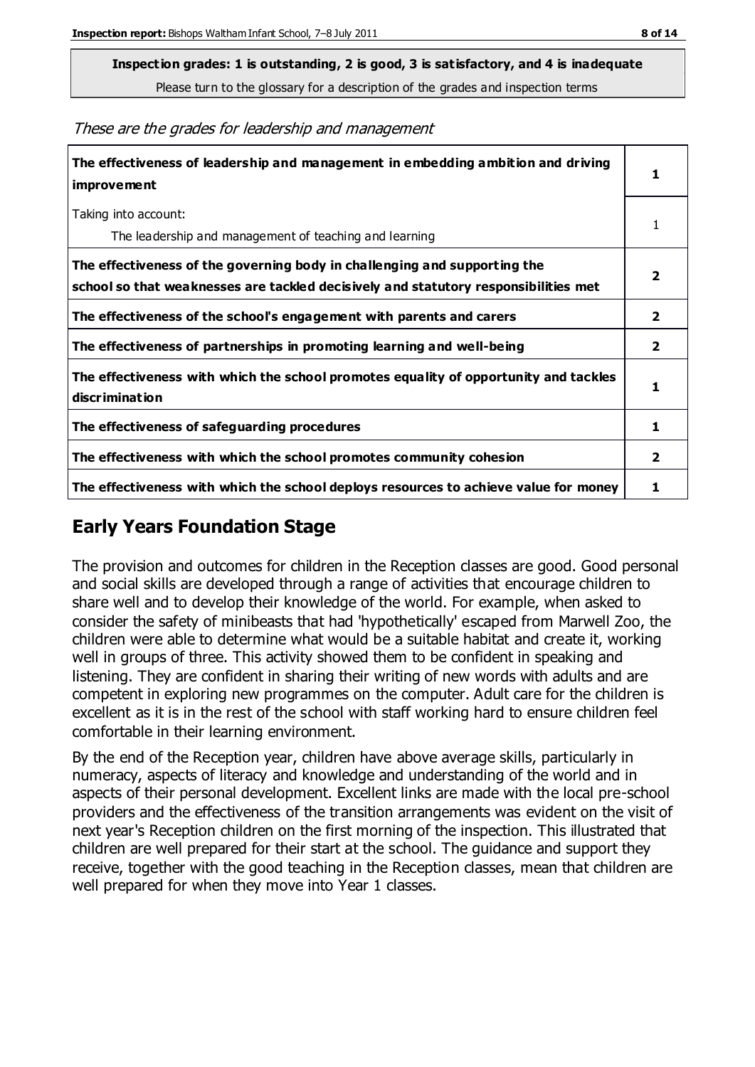**Inspection grades: 1 is outstanding, 2 is good, 3 is satisfactory, and 4 is inadequate**

Please turn to the glossary for a description of the grades and inspection terms

*These are the grades for leadership and management*

| | |
|---|---|
| **The effectiveness of leadership and management in embedding ambition and driving improvement** | **1** |
| Taking into account:<br>The leadership and management of teaching and learning | 1 |
| **The effectiveness of the governing body in challenging and supporting the school so that weaknesses are tackled decisively and statutory responsibilities met** | **2** |
| **The effectiveness of the school's engagement with parents and carers** | **2** |
| **The effectiveness of partnerships in promoting learning and well-being** | **2** |
| **The effectiveness with which the school promotes equality of opportunity and tackles discrimination** | **1** |
| **The effectiveness of safeguarding procedures** | **1** |
| **The effectiveness with which the school promotes community cohesion** | **2** |
| **The effectiveness with which the school deploys resources to achieve value for money** | **1** |

## Early Years Foundation Stage

The provision and outcomes for children in the Reception classes are good. Good personal and social skills are developed through a range of activities that encourage children to share well and to develop their knowledge of the world. For example, when asked to consider the safety of minibeasts that had 'hypothetically' escaped from Marwell Zoo, the children were able to determine what would be a suitable habitat and create it, working well in groups of three. This activity showed them to be confident in speaking and listening. They are confident in sharing their writing of new words with adults and are competent in exploring new programmes on the computer. Adult care for the children is excellent as it is in the rest of the school with staff working hard to ensure children feel comfortable in their learning environment.

By the end of the Reception year, children have above average skills, particularly in numeracy, aspects of literacy and knowledge and understanding of the world and in aspects of their personal development. Excellent links are made with the local pre-school providers and the effectiveness of the transition arrangements was evident on the visit of next year's Reception children on the first morning of the inspection. This illustrated that children are well prepared for their start at the school. The guidance and support they receive, together with the good teaching in the Reception classes, mean that children are well prepared for when they move into Year 1 classes.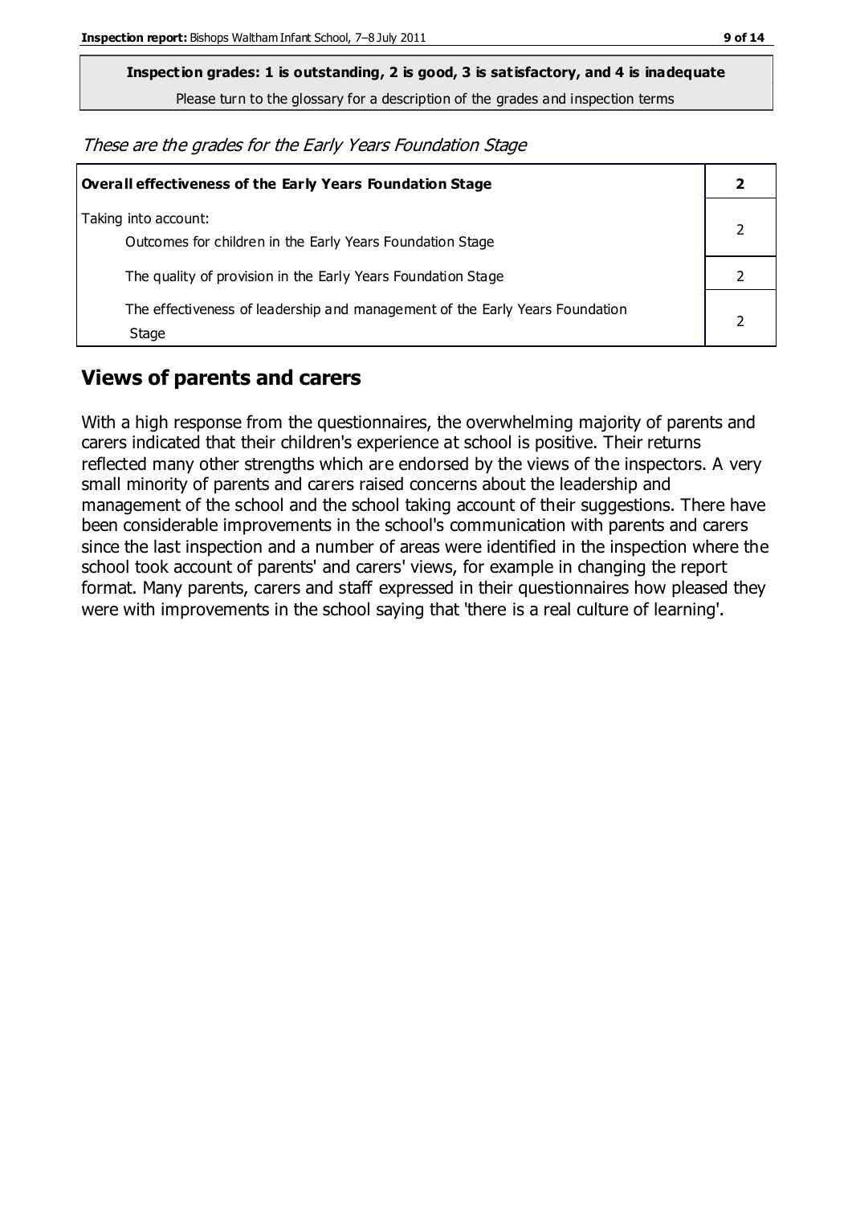**Inspection grades: 1 is outstanding, 2 is good, 3 is satisfactory, and 4 is inadequate**

Please turn to the glossary for a description of the grades and inspection terms

*These are the grades for the Early Years Foundation Stage*

| **Overall effectiveness of the Early Years Foundation Stage** | **2** |
|---|---|
| Taking into account:<br>Outcomes for children in the Early Years Foundation Stage | 2 |
| The quality of provision in the Early Years Foundation Stage | 2 |
| The effectiveness of leadership and management of the Early Years Foundation Stage | 2 |

## Views of parents and carers

With a high response from the questionnaires, the overwhelming majority of parents and carers indicated that their children's experience at school is positive. Their returns reflected many other strengths which are endorsed by the views of the inspectors. A very small minority of parents and carers raised concerns about the leadership and management of the school and the school taking account of their suggestions. There have been considerable improvements in the school's communication with parents and carers since the last inspection and a number of areas were identified in the inspection where the school took account of parents' and carers' views, for example in changing the report format. Many parents, carers and staff expressed in their questionnaires how pleased they were with improvements in the school saying that 'there is a real culture of learning'.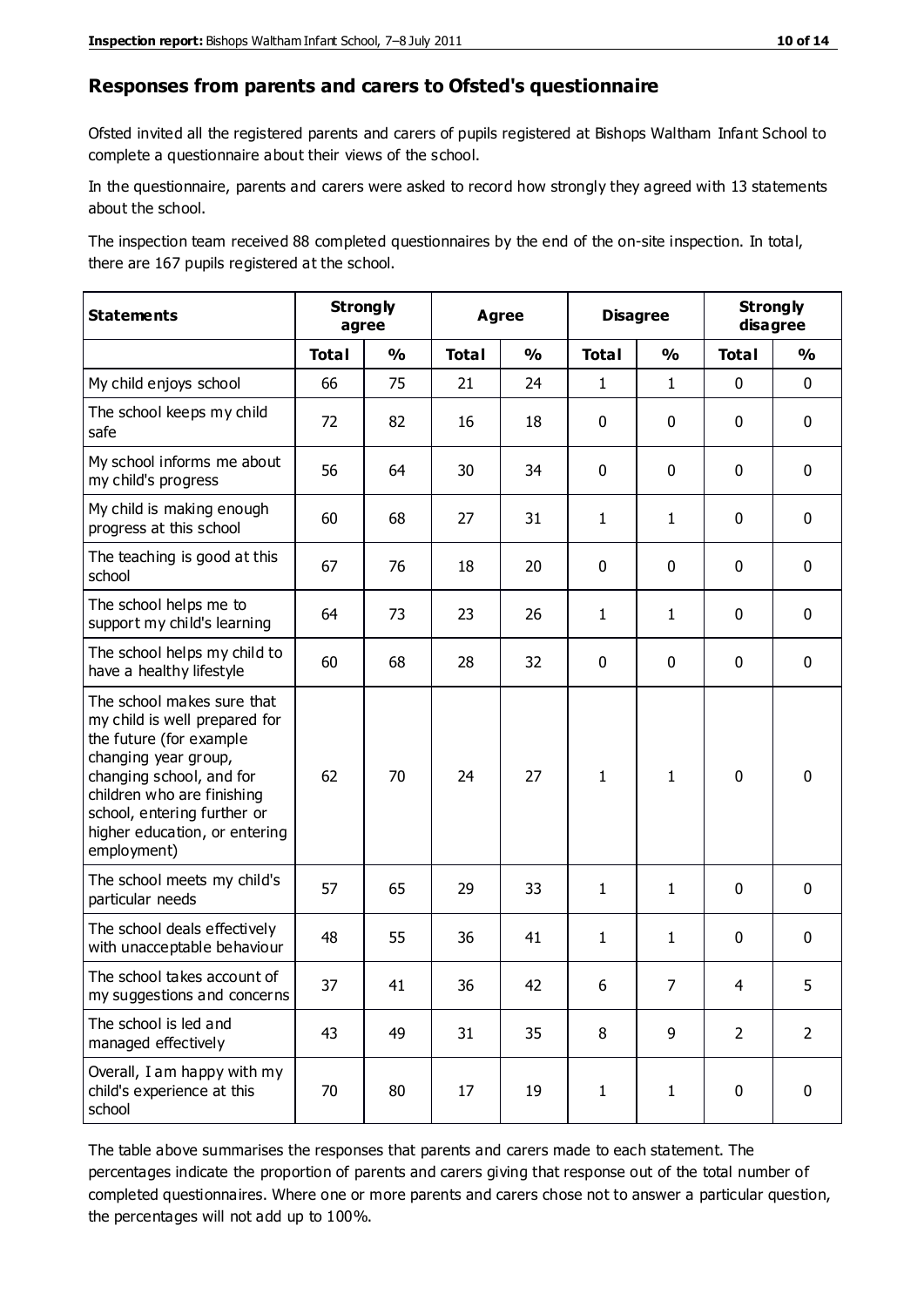## Responses from parents and carers to Ofsted's questionnaire

Ofsted invited all the registered parents and carers of pupils registered at Bishops Waltham Infant School to complete a questionnaire about their views of the school.

In the questionnaire, parents and carers were asked to record how strongly they agreed with 13 statements about the school.

The inspection team received 88 completed questionnaires by the end of the on-site inspection. In total, there are 167 pupils registered at the school.

| Statements | Strongly agree | | Agree | | Disagree | | Strongly disagree | |
|---|---|---|---|---|---|---|---|---|
| | Total | % | Total | % | Total | % | Total | % |
| My child enjoys school | 66 | 75 | 21 | 24 | 1 | 1 | 0 | 0 |
| The school keeps my child safe | 72 | 82 | 16 | 18 | 0 | 0 | 0 | 0 |
| My school informs me about my child's progress | 56 | 64 | 30 | 34 | 0 | 0 | 0 | 0 |
| My child is making enough progress at this school | 60 | 68 | 27 | 31 | 1 | 1 | 0 | 0 |
| The teaching is good at this school | 67 | 76 | 18 | 20 | 0 | 0 | 0 | 0 |
| The school helps me to support my child's learning | 64 | 73 | 23 | 26 | 1 | 1 | 0 | 0 |
| The school helps my child to have a healthy lifestyle | 60 | 68 | 28 | 32 | 0 | 0 | 0 | 0 |
| The school makes sure that my child is well prepared for the future (for example changing year group, changing school, and for children who are finishing school, entering further or higher education, or entering employment) | 62 | 70 | 24 | 27 | 1 | 1 | 0 | 0 |
| The school meets my child's particular needs | 57 | 65 | 29 | 33 | 1 | 1 | 0 | 0 |
| The school deals effectively with unacceptable behaviour | 48 | 55 | 36 | 41 | 1 | 1 | 0 | 0 |
| The school takes account of my suggestions and concerns | 37 | 41 | 36 | 42 | 6 | 7 | 4 | 5 |
| The school is led and managed effectively | 43 | 49 | 31 | 35 | 8 | 9 | 2 | 2 |
| Overall, I am happy with my child's experience at this school | 70 | 80 | 17 | 19 | 1 | 1 | 0 | 0 |

The table above summarises the responses that parents and carers made to each statement. The percentages indicate the proportion of parents and carers giving that response out of the total number of completed questionnaires. Where one or more parents and carers chose not to answer a particular question, the percentages will not add up to 100%.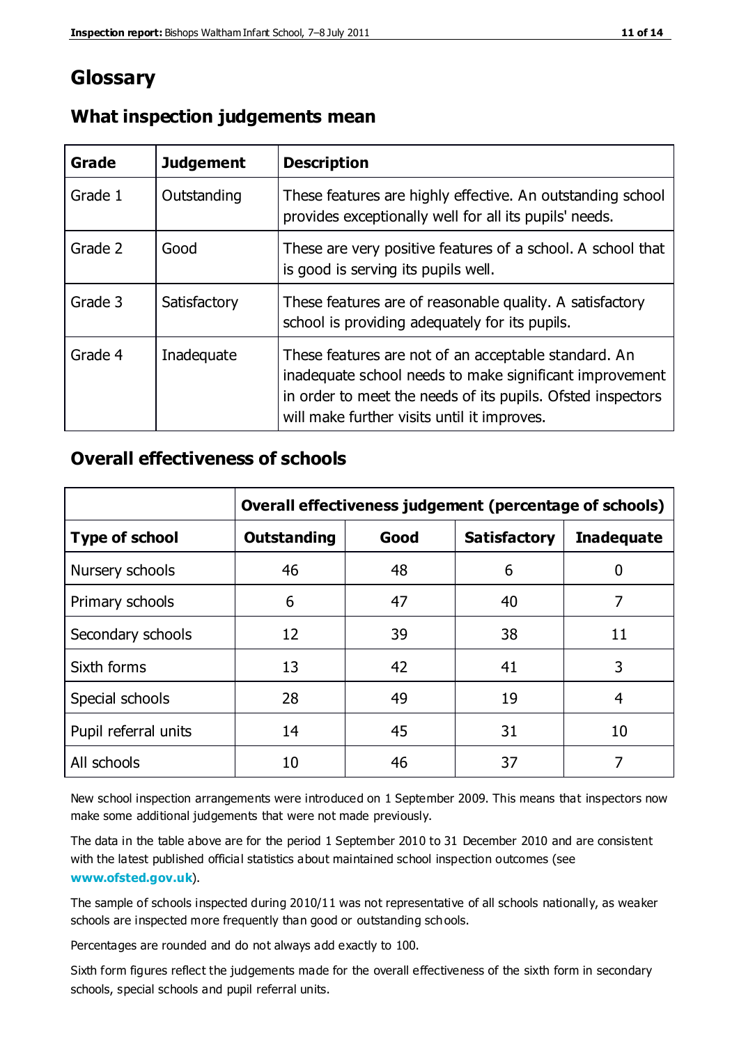# Glossary

## What inspection judgements mean

| Grade | Judgement | Description |
|---|---|---|
| Grade 1 | Outstanding | These features are highly effective. An outstanding school provides exceptionally well for all its pupils' needs. |
| Grade 2 | Good | These are very positive features of a school. A school that is good is serving its pupils well. |
| Grade 3 | Satisfactory | These features are of reasonable quality. A satisfactory school is providing adequately for its pupils. |
| Grade 4 | Inadequate | These features are not of an acceptable standard. An inadequate school needs to make significant improvement in order to meet the needs of its pupils. Ofsted inspectors will make further visits until it improves. |

## Overall effectiveness of schools

| | Overall effectiveness judgement (percentage of schools) | | | |
|---|---|---|---|---|
| **Type of school** | **Outstanding** | **Good** | **Satisfactory** | **Inadequate** |
| Nursery schools | 46 | 48 | 6 | 0 |
| Primary schools | 6 | 47 | 40 | 7 |
| Secondary schools | 12 | 39 | 38 | 11 |
| Sixth forms | 13 | 42 | 41 | 3 |
| Special schools | 28 | 49 | 19 | 4 |
| Pupil referral units | 14 | 45 | 31 | 10 |
| All schools | 10 | 46 | 37 | 7 |

New school inspection arrangements were introduced on 1 September 2009. This means that inspectors now make some additional judgements that were not made previously.

The data in the table above are for the period 1 September 2010 to 31 December 2010 and are consistent with the latest published official statistics about maintained school inspection outcomes (see **www.ofsted.gov.uk**).

The sample of schools inspected during 2010/11 was not representative of all schools nationally, as weaker schools are inspected more frequently than good or outstanding schools.

Percentages are rounded and do not always add exactly to 100.

Sixth form figures reflect the judgements made for the overall effectiveness of the sixth form in secondary schools, special schools and pupil referral units.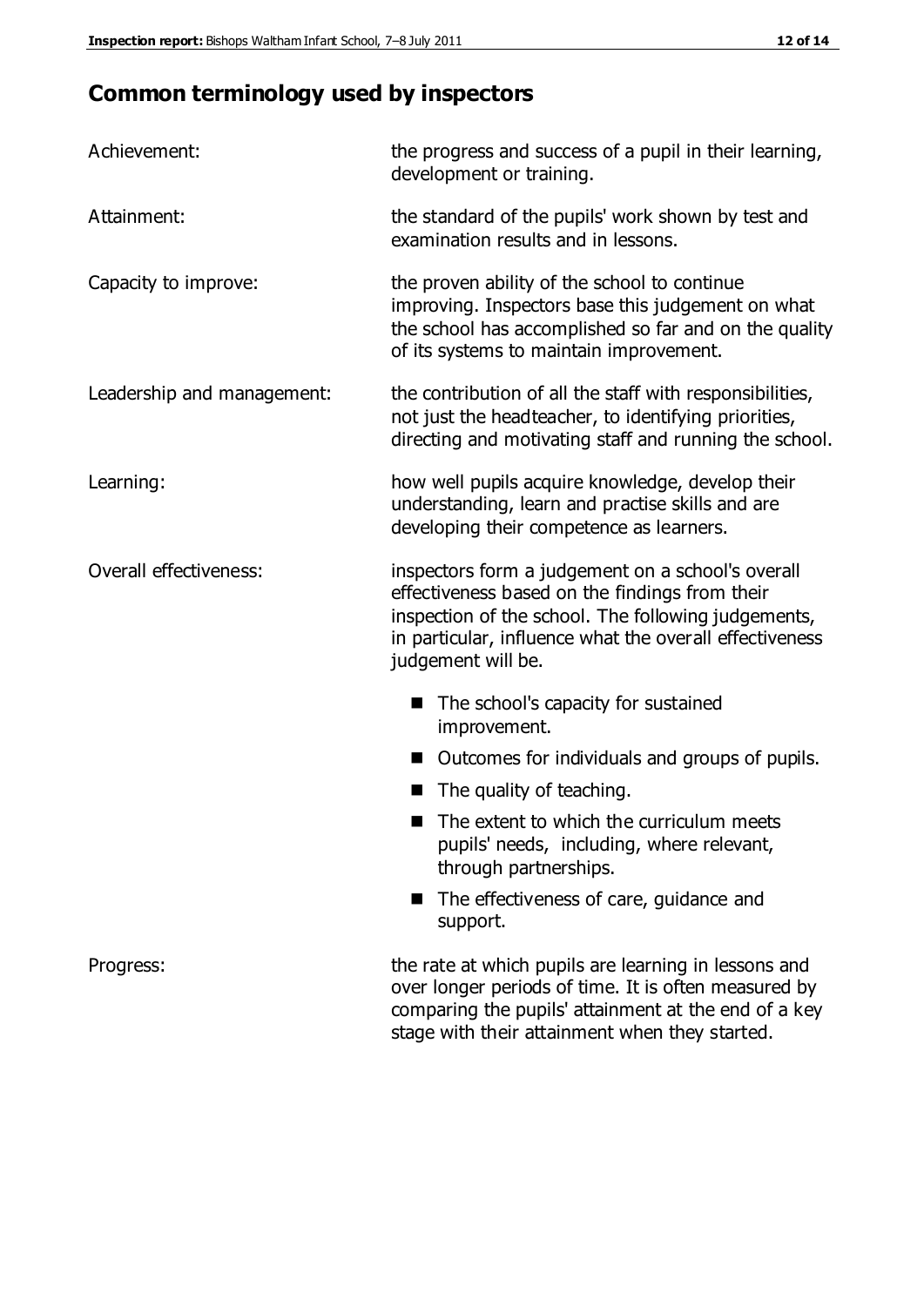## Common terminology used by inspectors

| | |
|---|---|
| Achievement: | the progress and success of a pupil in their learning, development or training. |
| Attainment: | the standard of the pupils' work shown by test and examination results and in lessons. |
| Capacity to improve: | the proven ability of the school to continue improving. Inspectors base this judgement on what the school has accomplished so far and on the quality of its systems to maintain improvement. |
| Leadership and management: | the contribution of all the staff with responsibilities, not just the headteacher, to identifying priorities, directing and motivating staff and running the school. |
| Learning: | how well pupils acquire knowledge, develop their understanding, learn and practise skills and are developing their competence as learners. |
| Overall effectiveness: | inspectors form a judgement on a school's overall effectiveness based on the findings from their inspection of the school. The following judgements, in particular, influence what the overall effectiveness judgement will be. <br>■ The school's capacity for sustained improvement.<br>■ Outcomes for individuals and groups of pupils.<br>■ The quality of teaching.<br>■ The extent to which the curriculum meets pupils' needs, including, where relevant, through partnerships.<br>■ The effectiveness of care, guidance and support. |
| Progress: | the rate at which pupils are learning in lessons and over longer periods of time. It is often measured by comparing the pupils' attainment at the end of a key stage with their attainment when they started. |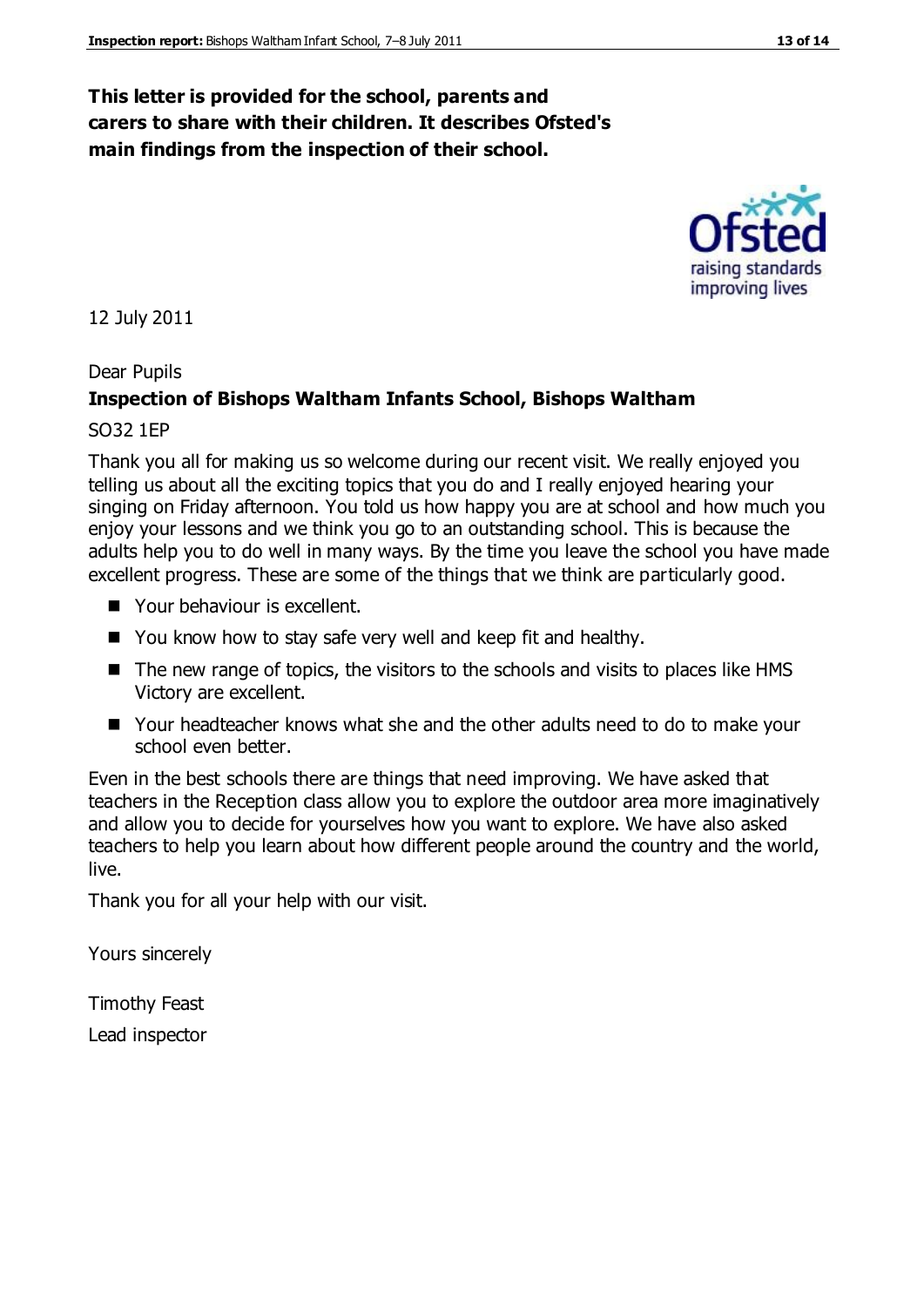**This letter is provided for the school, parents and carers to share with their children. It describes Ofsted's main findings from the inspection of their school.**

12 July 2011

Dear Pupils

**Inspection of Bishops Waltham Infants School, Bishops Waltham**

SO32 1EP

Thank you all for making us so welcome during our recent visit. We really enjoyed you telling us about all the exciting topics that you do and I really enjoyed hearing your singing on Friday afternoon. You told us how happy you are at school and how much you enjoy your lessons and we think you go to an outstanding school. This is because the adults help you to do well in many ways. By the time you leave the school you have made excellent progress. These are some of the things that we think are particularly good.

- Your behaviour is excellent.
- You know how to stay safe very well and keep fit and healthy.
- The new range of topics, the visitors to the schools and visits to places like HMS Victory are excellent.
- Your headteacher knows what she and the other adults need to do to make your school even better.

Even in the best schools there are things that need improving. We have asked that teachers in the Reception class allow you to explore the outdoor area more imaginatively and allow you to decide for yourselves how you want to explore. We have also asked teachers to help you learn about how different people around the country and the world, live.

Thank you for all your help with our visit.

Yours sincerely

Timothy Feast

Lead inspector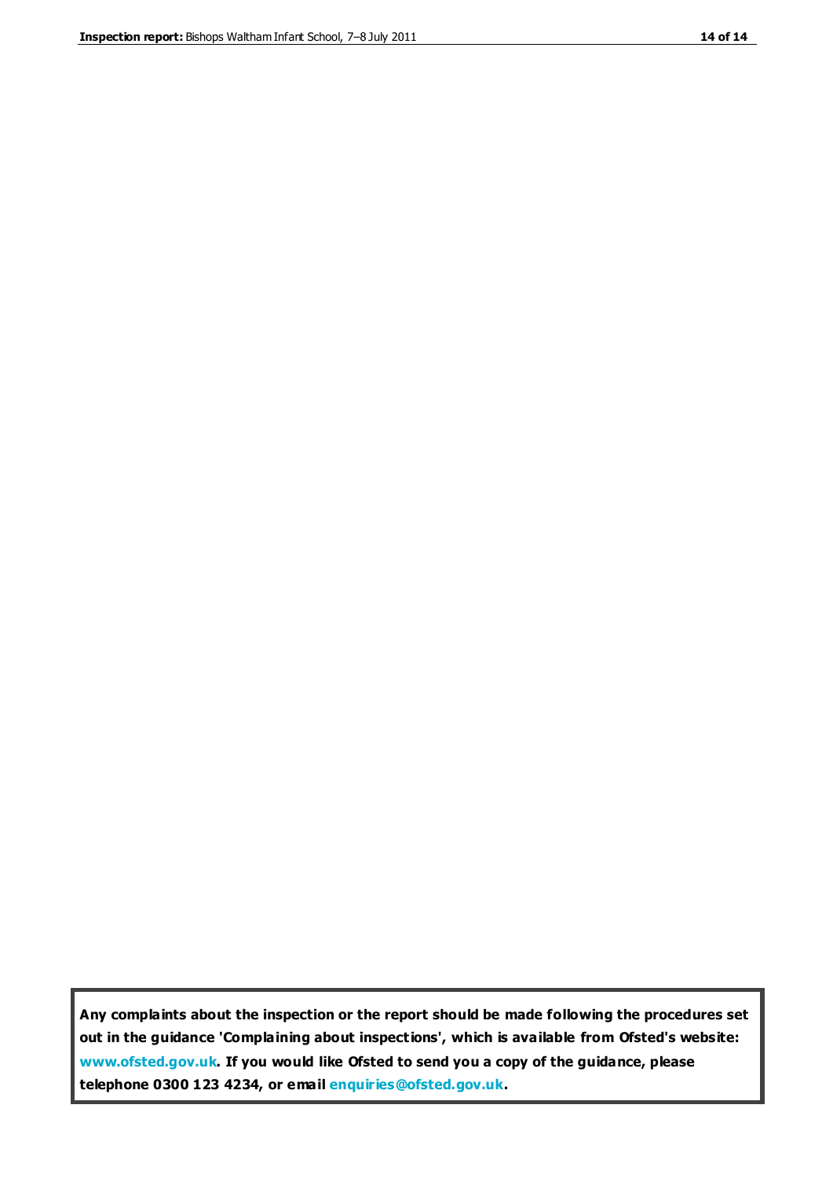**Any complaints about the inspection or the report should be made following the procedures set out in the guidance 'Complaining about inspections', which is available from Ofsted's website: www.ofsted.gov.uk. If you would like Ofsted to send you a copy of the guidance, please telephone 0300 123 4234, or email enquiries@ofsted.gov.uk.**